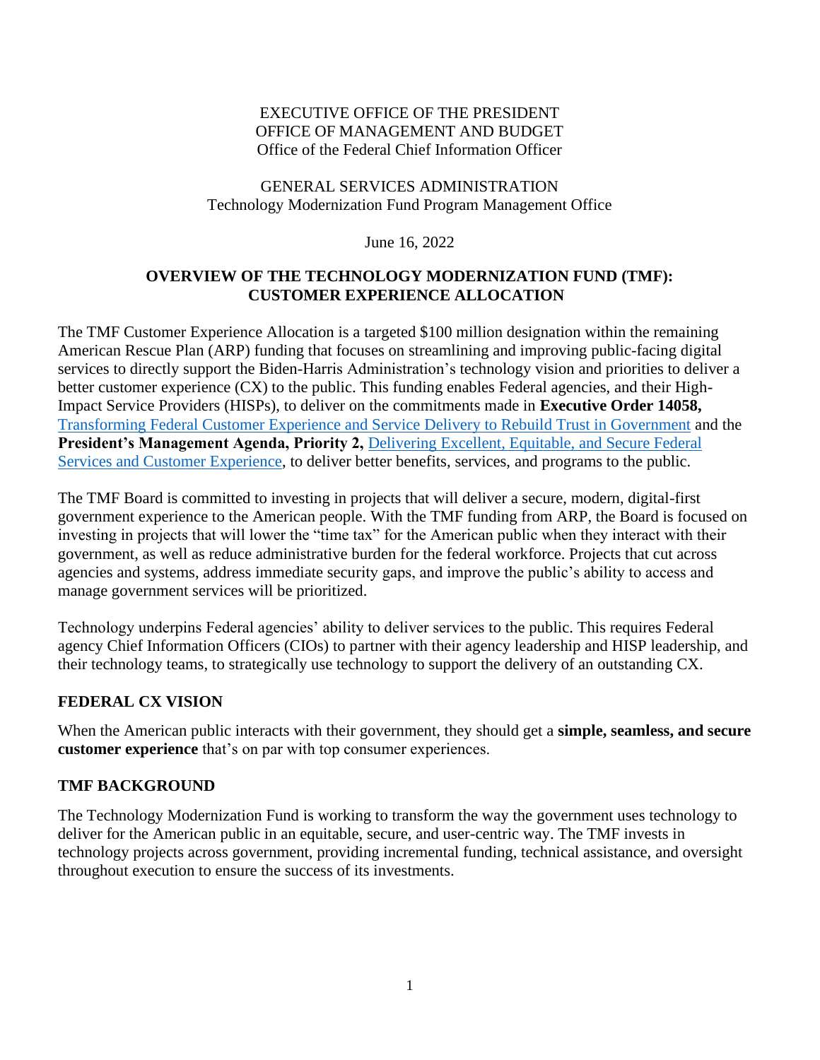EXECUTIVE OFFICE OF THE PRESIDENT
OFFICE OF MANAGEMENT AND BUDGET
Office of the Federal Chief Information Officer

GENERAL SERVICES ADMINISTRATION
Technology Modernization Fund Program Management Office

June 16, 2022

# OVERVIEW OF THE TECHNOLOGY MODERNIZATION FUND (TMF): CUSTOMER EXPERIENCE ALLOCATION

The TMF Customer Experience Allocation is a targeted $100 million designation within the remaining American Rescue Plan (ARP) funding that focuses on streamlining and improving public-facing digital services to directly support the Biden-Harris Administration's technology vision and priorities to deliver a better customer experience (CX) to the public. This funding enables Federal agencies, and their High-Impact Service Providers (HISPs), to deliver on the commitments made in **Executive Order 14058,** Transforming Federal Customer Experience and Service Delivery to Rebuild Trust in Government and the **President's Management Agenda, Priority 2,** Delivering Excellent, Equitable, and Secure Federal Services and Customer Experience, to deliver better benefits, services, and programs to the public.

The TMF Board is committed to investing in projects that will deliver a secure, modern, digital-first government experience to the American people. With the TMF funding from ARP, the Board is focused on investing in projects that will lower the "time tax" for the American public when they interact with their government, as well as reduce administrative burden for the federal workforce. Projects that cut across agencies and systems, address immediate security gaps, and improve the public's ability to access and manage government services will be prioritized.

Technology underpins Federal agencies' ability to deliver services to the public. This requires Federal agency Chief Information Officers (CIOs) to partner with their agency leadership and HISP leadership, and their technology teams, to strategically use technology to support the delivery of an outstanding CX.

## FEDERAL CX VISION

When the American public interacts with their government, they should get a **simple, seamless, and secure customer experience** that's on par with top consumer experiences.

## TMF BACKGROUND

The Technology Modernization Fund is working to transform the way the government uses technology to deliver for the American public in an equitable, secure, and user-centric way. The TMF invests in technology projects across government, providing incremental funding, technical assistance, and oversight throughout execution to ensure the success of its investments.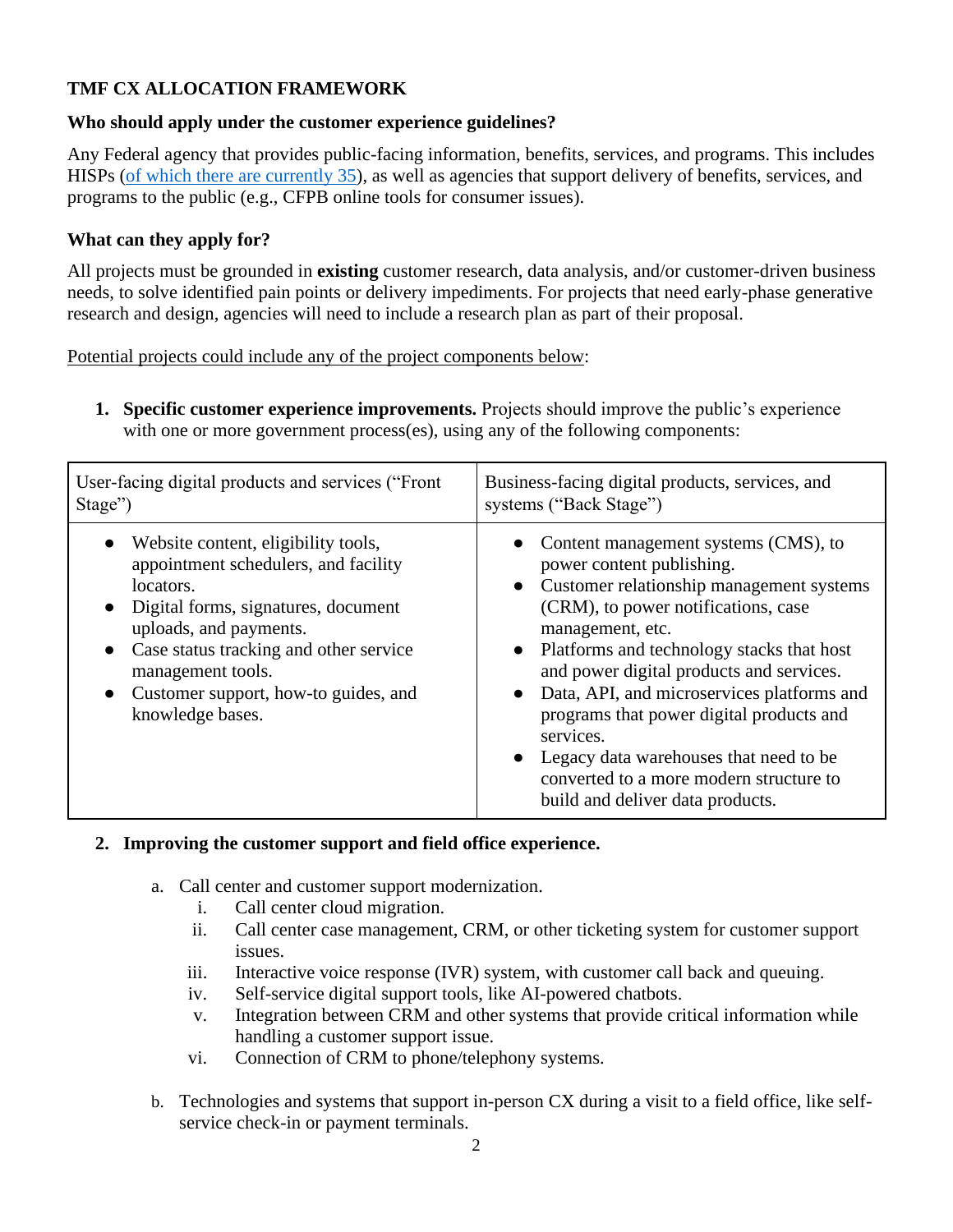## TMF CX ALLOCATION FRAMEWORK

### Who should apply under the customer experience guidelines?

Any Federal agency that provides public-facing information, benefits, services, and programs. This includes HISPs ([of which there are currently 35]()), as well as agencies that support delivery of benefits, services, and programs to the public (e.g., CFPB online tools for consumer issues).

### What can they apply for?

All projects must be grounded in **existing** customer research, data analysis, and/or customer-driven business needs, to solve identified pain points or delivery impediments. For projects that need early-phase generative research and design, agencies will need to include a research plan as part of their proposal.

<u>Potential projects could include any of the project components below</u>:

1. **Specific customer experience improvements.** Projects should improve the public's experience with one or more government process(es), using any of the following components:

| User-facing digital products and services ("Front Stage") | Business-facing digital products, services, and systems ("Back Stage") |
| --- | --- |
| • Website content, eligibility tools, appointment schedulers, and facility locators.<br>• Digital forms, signatures, document uploads, and payments.<br>• Case status tracking and other service management tools.<br>• Customer support, how-to guides, and knowledge bases. | • Content management systems (CMS), to power content publishing.<br>• Customer relationship management systems (CRM), to power notifications, case management, etc.<br>• Platforms and technology stacks that host and power digital products and services.<br>• Data, API, and microservices platforms and programs that power digital products and services.<br>• Legacy data warehouses that need to be converted to a more modern structure to build and deliver data products. |

2. **Improving the customer support and field office experience.**
   a. Call center and customer support modernization.
      i. Call center cloud migration.
      ii. Call center case management, CRM, or other ticketing system for customer support issues.
      iii. Interactive voice response (IVR) system, with customer call back and queuing.
      iv. Self-service digital support tools, like AI-powered chatbots.
      v. Integration between CRM and other systems that provide critical information while handling a customer support issue.
      vi. Connection of CRM to phone/telephony systems.

   b. Technologies and systems that support in-person CX during a visit to a field office, like self-service check-in or payment terminals.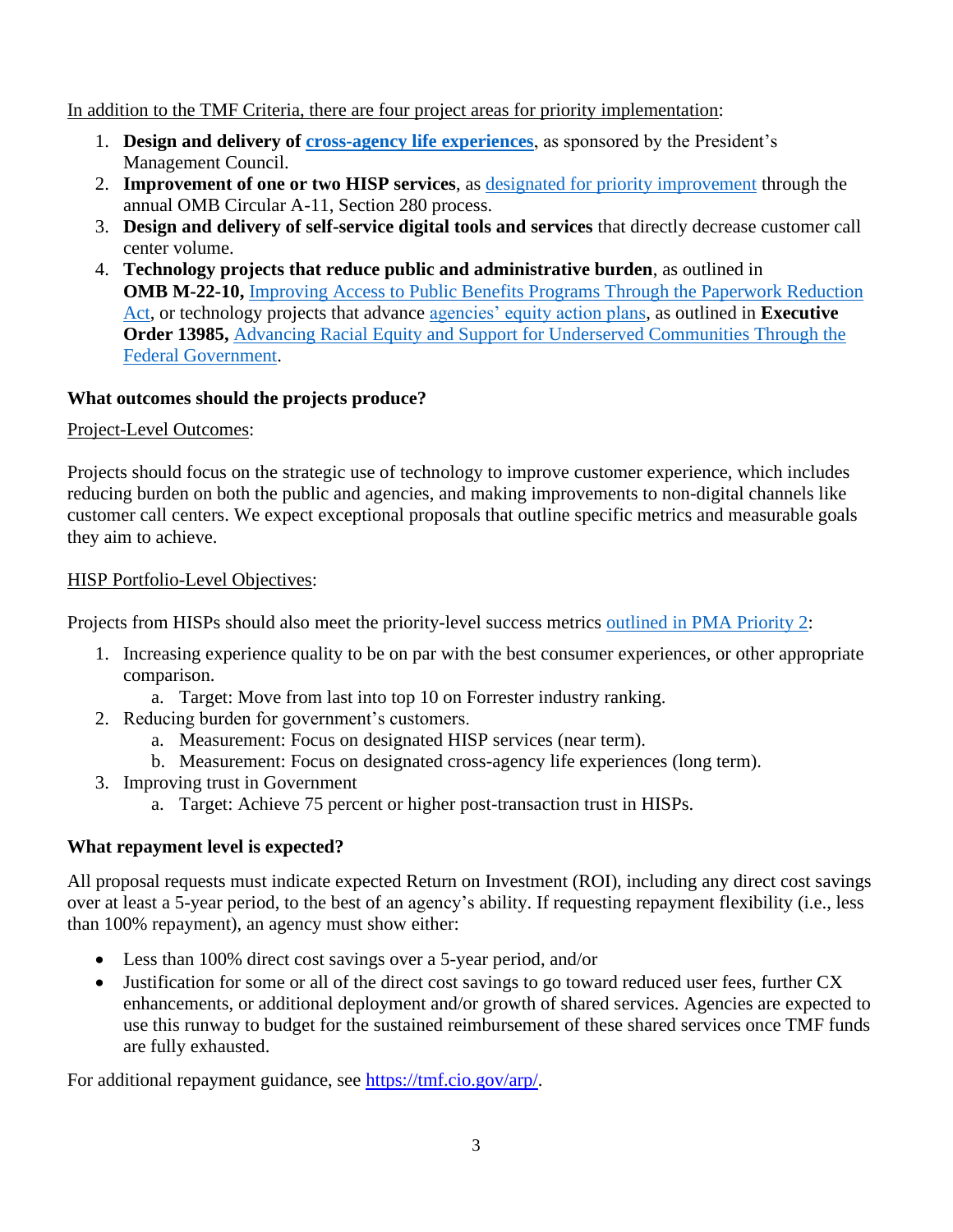In addition to the TMF Criteria, there are four project areas for priority implementation:

1. **Design and delivery of cross-agency life experiences**, as sponsored by the President's Management Council.
2. **Improvement of one or two HISP services**, as designated for priority improvement through the annual OMB Circular A-11, Section 280 process.
3. **Design and delivery of self-service digital tools and services** that directly decrease customer call center volume.
4. **Technology projects that reduce public and administrative burden**, as outlined in **OMB M-22-10,** Improving Access to Public Benefits Programs Through the Paperwork Reduction Act, or technology projects that advance agencies' equity action plans, as outlined in **Executive Order 13985,** Advancing Racial Equity and Support for Underserved Communities Through the Federal Government.

**What outcomes should the projects produce?**

Project-Level Outcomes:

Projects should focus on the strategic use of technology to improve customer experience, which includes reducing burden on both the public and agencies, and making improvements to non-digital channels like customer call centers. We expect exceptional proposals that outline specific metrics and measurable goals they aim to achieve.

HISP Portfolio-Level Objectives:

Projects from HISPs should also meet the priority-level success metrics outlined in PMA Priority 2:

1. Increasing experience quality to be on par with the best consumer experiences, or other appropriate comparison.
   a. Target: Move from last into top 10 on Forrester industry ranking.
2. Reducing burden for government's customers.
   a. Measurement: Focus on designated HISP services (near term).
   b. Measurement: Focus on designated cross-agency life experiences (long term).
3. Improving trust in Government
   a. Target: Achieve 75 percent or higher post-transaction trust in HISPs.

**What repayment level is expected?**

All proposal requests must indicate expected Return on Investment (ROI), including any direct cost savings over at least a 5-year period, to the best of an agency's ability. If requesting repayment flexibility (i.e., less than 100% repayment), an agency must show either:

- Less than 100% direct cost savings over a 5-year period, and/or
- Justification for some or all of the direct cost savings to go toward reduced user fees, further CX enhancements, or additional deployment and/or growth of shared services. Agencies are expected to use this runway to budget for the sustained reimbursement of these shared services once TMF funds are fully exhausted.

For additional repayment guidance, see https://tmf.cio.gov/arp/.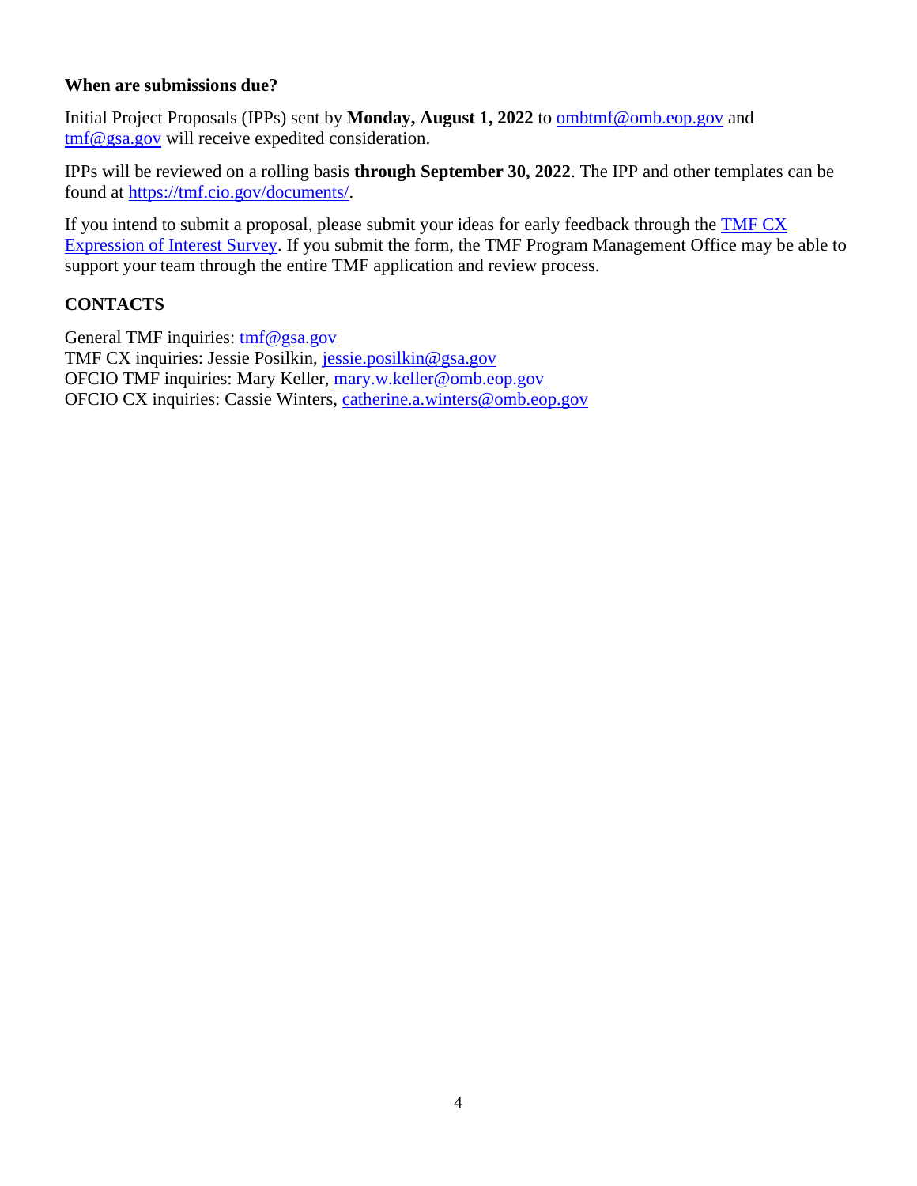**When are submissions due?**

Initial Project Proposals (IPPs) sent by **Monday, August 1, 2022** to ombtmf@omb.eop.gov and tmf@gsa.gov will receive expedited consideration.

IPPs will be reviewed on a rolling basis **through September 30, 2022**. The IPP and other templates can be found at https://tmf.cio.gov/documents/.

If you intend to submit a proposal, please submit your ideas for early feedback through the TMF CX Expression of Interest Survey. If you submit the form, the TMF Program Management Office may be able to support your team through the entire TMF application and review process.

**CONTACTS**

General TMF inquiries: tmf@gsa.gov
TMF CX inquiries: Jessie Posilkin, jessie.posilkin@gsa.gov
OFCIO TMF inquiries: Mary Keller, mary.w.keller@omb.eop.gov
OFCIO CX inquiries: Cassie Winters, catherine.a.winters@omb.eop.gov